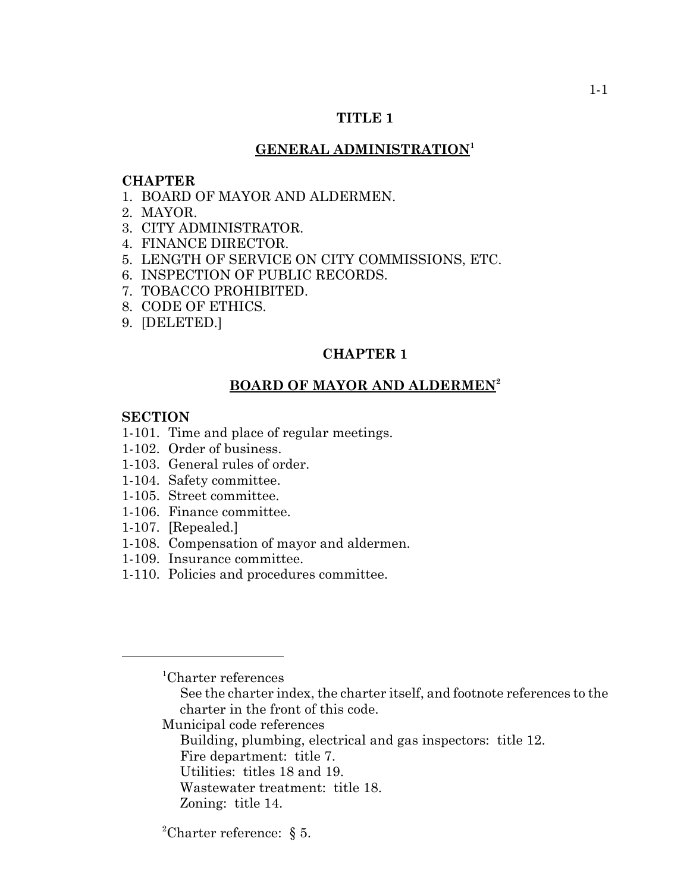# TITLE 1

## GENERAL ADMINISTRATION[1]

**CHAPTER**

1. BOARD OF MAYOR AND ALDERMEN.
2. MAYOR.
3. CITY ADMINISTRATOR.
4. FINANCE DIRECTOR.
5. LENGTH OF SERVICE ON CITY COMMISSIONS, ETC.
6. INSPECTION OF PUBLIC RECORDS.
7. TOBACCO PROHIBITED.
8. CODE OF ETHICS.
9. [DELETED.]

## CHAPTER 1

## BOARD OF MAYOR AND ALDERMEN[2]

**SECTION**

1-101. Time and place of regular meetings.
1-102. Order of business.
1-103. General rules of order.
1-104. Safety committee.
1-105. Street committee.
1-106. Finance committee.
1-107. [Repealed.]
1-108. Compensation of mayor and aldermen.
1-109. Insurance committee.
1-110. Policies and procedures committee.

---

[1]Charter references

See the charter index, the charter itself, and footnote references to the charter in the front of this code.

Municipal code references

Building, plumbing, electrical and gas inspectors: title 12.
Fire department: title 7.
Utilities: titles 18 and 19.
Wastewater treatment: title 18.
Zoning: title 14.

[2]Charter reference: § 5.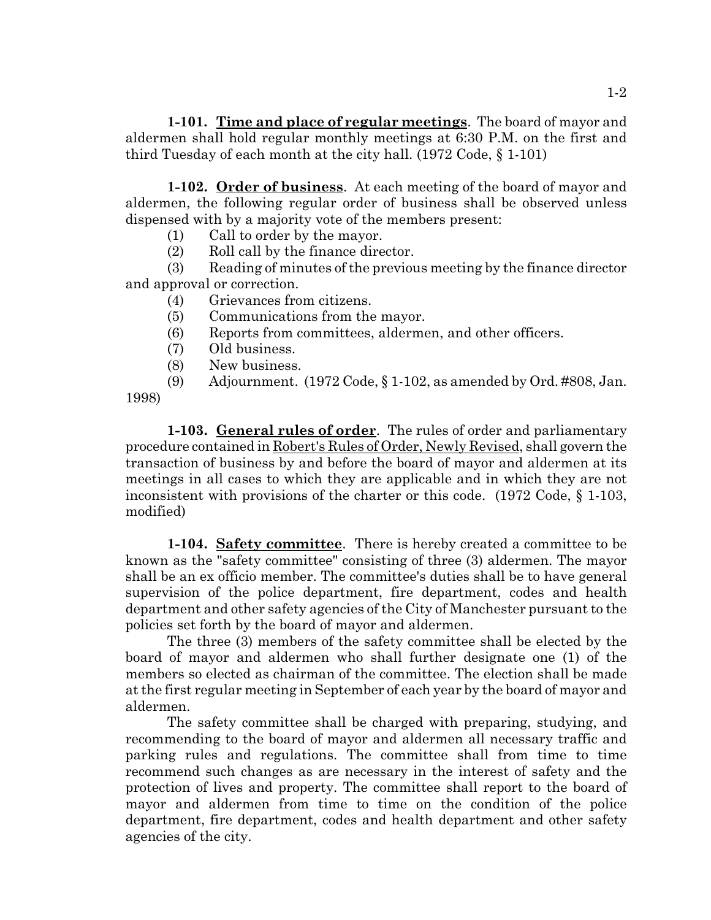**1-101. <u>Time and place of regular meetings</u>**. The board of mayor and aldermen shall hold regular monthly meetings at 6:30 P.M. on the first and third Tuesday of each month at the city hall. (1972 Code, § 1-101)

**1-102. <u>Order of business</u>**. At each meeting of the board of mayor and aldermen, the following regular order of business shall be observed unless dispensed with by a majority vote of the members present:

(1) Call to order by the mayor.

(2) Roll call by the finance director.

(3) Reading of minutes of the previous meeting by the finance director and approval or correction.

(4) Grievances from citizens.

(5) Communications from the mayor.

(6) Reports from committees, aldermen, and other officers.

(7) Old business.

(8) New business.

(9) Adjournment. (1972 Code, § 1-102, as amended by Ord. #808, Jan. 1998)

**1-103. <u>General rules of order</u>**. The rules of order and parliamentary procedure contained in <u>Robert's Rules of Order, Newly Revised</u>, shall govern the transaction of business by and before the board of mayor and aldermen at its meetings in all cases to which they are applicable and in which they are not inconsistent with provisions of the charter or this code. (1972 Code, § 1-103, modified)

**1-104. <u>Safety committee</u>**. There is hereby created a committee to be known as the "safety committee" consisting of three (3) aldermen. The mayor shall be an ex officio member. The committee's duties shall be to have general supervision of the police department, fire department, codes and health department and other safety agencies of the City of Manchester pursuant to the policies set forth by the board of mayor and aldermen.

The three (3) members of the safety committee shall be elected by the board of mayor and aldermen who shall further designate one (1) of the members so elected as chairman of the committee. The election shall be made at the first regular meeting in September of each year by the board of mayor and aldermen.

The safety committee shall be charged with preparing, studying, and recommending to the board of mayor and aldermen all necessary traffic and parking rules and regulations. The committee shall from time to time recommend such changes as are necessary in the interest of safety and the protection of lives and property. The committee shall report to the board of mayor and aldermen from time to time on the condition of the police department, fire department, codes and health department and other safety agencies of the city.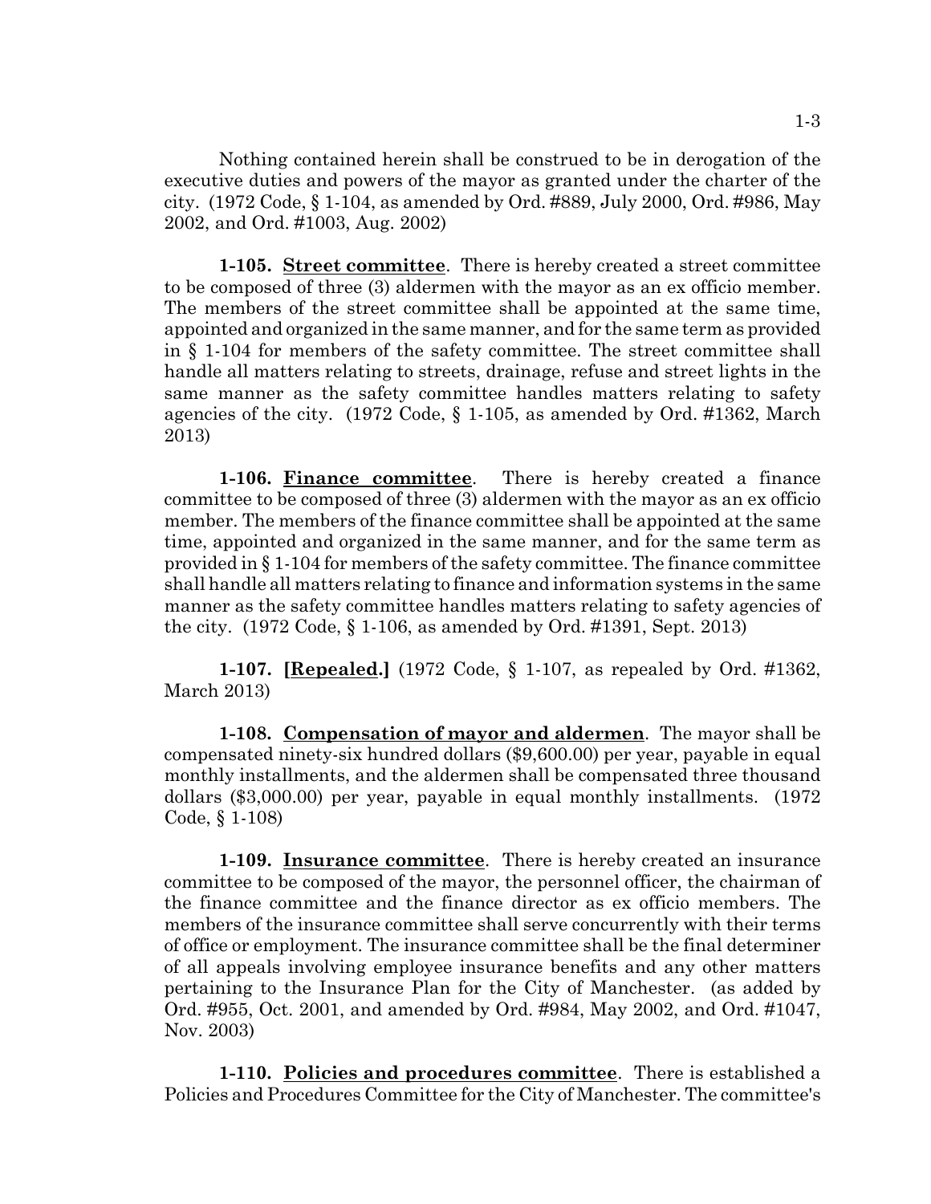Nothing contained herein shall be construed to be in derogation of the executive duties and powers of the mayor as granted under the charter of the city. (1972 Code, § 1-104, as amended by Ord. #889, July 2000, Ord. #986, May 2002, and Ord. #1003, Aug. 2002)

**1-105. Street committee**. There is hereby created a street committee to be composed of three (3) aldermen with the mayor as an ex officio member. The members of the street committee shall be appointed at the same time, appointed and organized in the same manner, and for the same term as provided in § 1-104 for members of the safety committee. The street committee shall handle all matters relating to streets, drainage, refuse and street lights in the same manner as the safety committee handles matters relating to safety agencies of the city. (1972 Code, § 1-105, as amended by Ord. #1362, March 2013)

**1-106. Finance committee**. There is hereby created a finance committee to be composed of three (3) aldermen with the mayor as an ex officio member. The members of the finance committee shall be appointed at the same time, appointed and organized in the same manner, and for the same term as provided in § 1-104 for members of the safety committee. The finance committee shall handle all matters relating to finance and information systems in the same manner as the safety committee handles matters relating to safety agencies of the city. (1972 Code, § 1-106, as amended by Ord. #1391, Sept. 2013)

**1-107. [Repealed.]** (1972 Code, § 1-107, as repealed by Ord. #1362, March 2013)

**1-108. Compensation of mayor and aldermen**. The mayor shall be compensated ninety-six hundred dollars ($9,600.00) per year, payable in equal monthly installments, and the aldermen shall be compensated three thousand dollars ($3,000.00) per year, payable in equal monthly installments. (1972 Code, § 1-108)

**1-109. Insurance committee**. There is hereby created an insurance committee to be composed of the mayor, the personnel officer, the chairman of the finance committee and the finance director as ex officio members. The members of the insurance committee shall serve concurrently with their terms of office or employment. The insurance committee shall be the final determiner of all appeals involving employee insurance benefits and any other matters pertaining to the Insurance Plan for the City of Manchester. (as added by Ord. #955, Oct. 2001, and amended by Ord. #984, May 2002, and Ord. #1047, Nov. 2003)

**1-110. Policies and procedures committee**. There is established a Policies and Procedures Committee for the City of Manchester. The committee's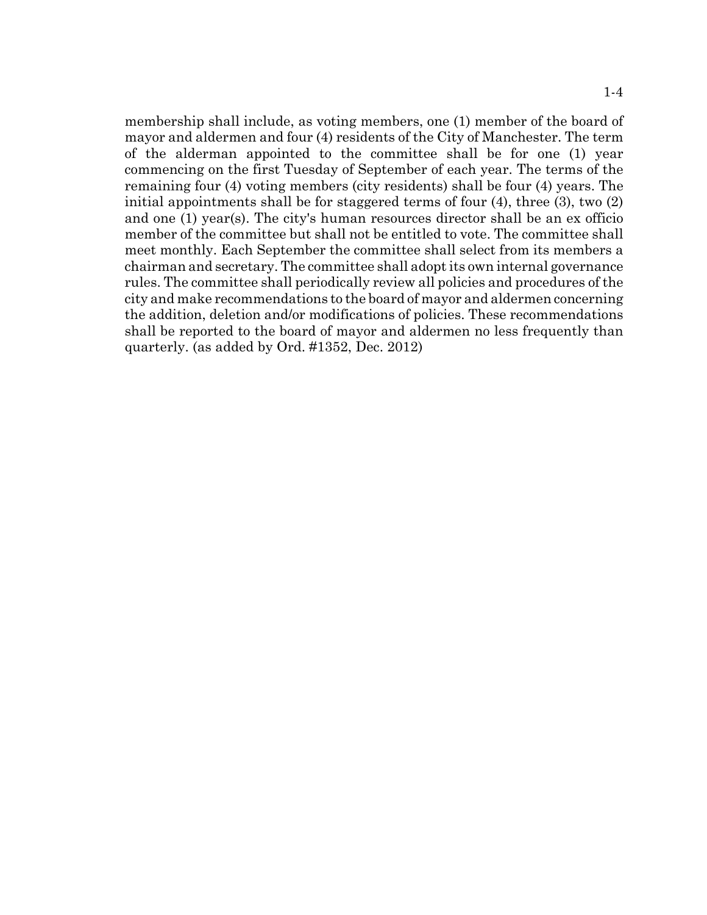membership shall include, as voting members, one (1) member of the board of mayor and aldermen and four (4) residents of the City of Manchester. The term of the alderman appointed to the committee shall be for one (1) year commencing on the first Tuesday of September of each year. The terms of the remaining four (4) voting members (city residents) shall be four (4) years. The initial appointments shall be for staggered terms of four (4), three (3), two (2) and one (1) year(s). The city's human resources director shall be an ex officio member of the committee but shall not be entitled to vote. The committee shall meet monthly. Each September the committee shall select from its members a chairman and secretary. The committee shall adopt its own internal governance rules. The committee shall periodically review all policies and procedures of the city and make recommendations to the board of mayor and aldermen concerning the addition, deletion and/or modifications of policies. These recommendations shall be reported to the board of mayor and aldermen no less frequently than quarterly. (as added by Ord. #1352, Dec. 2012)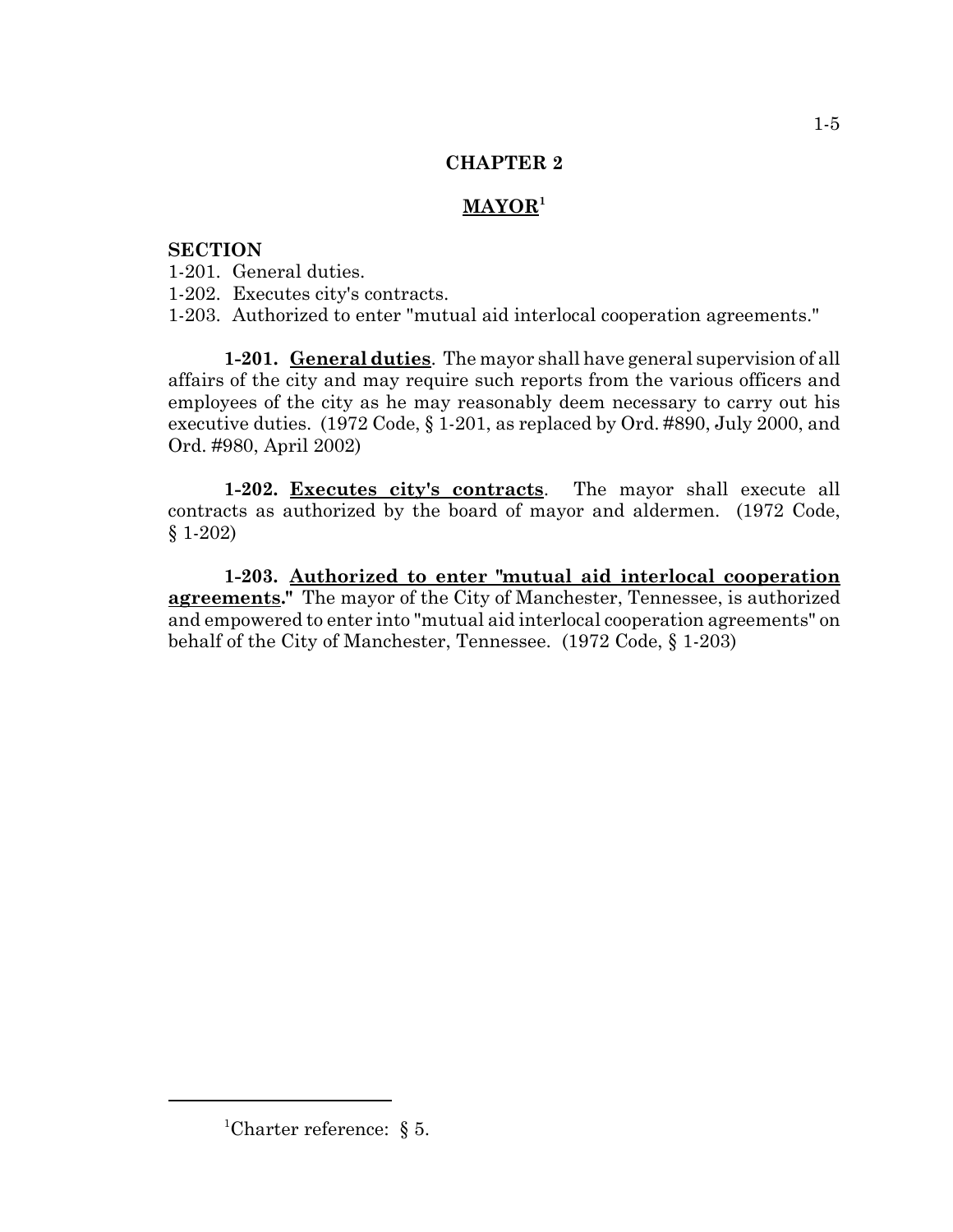# CHAPTER 2

## MAYOR[1]

**SECTION**

1-201. General duties.
1-202. Executes city's contracts.
1-203. Authorized to enter "mutual aid interlocal cooperation agreements."

**1-201. General duties**. The mayor shall have general supervision of all affairs of the city and may require such reports from the various officers and employees of the city as he may reasonably deem necessary to carry out his executive duties. (1972 Code, § 1-201, as replaced by Ord. #890, July 2000, and Ord. #980, April 2002)

**1-202. Executes city's contracts**. The mayor shall execute all contracts as authorized by the board of mayor and aldermen. (1972 Code, § 1-202)

**1-203. Authorized to enter "mutual aid interlocal cooperation agreements."** The mayor of the City of Manchester, Tennessee, is authorized and empowered to enter into "mutual aid interlocal cooperation agreements" on behalf of the City of Manchester, Tennessee. (1972 Code, § 1-203)

---

[1] Charter reference: § 5.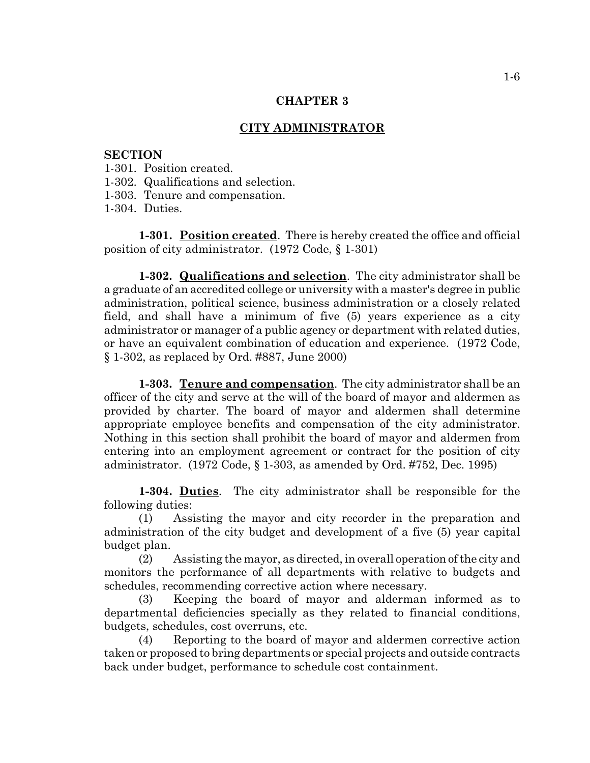# CHAPTER 3

## CITY ADMINISTRATOR

**SECTION**

1-301. Position created.
1-302. Qualifications and selection.
1-303. Tenure and compensation.
1-304. Duties.

**1-301. Position created**. There is hereby created the office and official position of city administrator. (1972 Code, § 1-301)

**1-302. Qualifications and selection**. The city administrator shall be a graduate of an accredited college or university with a master's degree in public administration, political science, business administration or a closely related field, and shall have a minimum of five (5) years experience as a city administrator or manager of a public agency or department with related duties, or have an equivalent combination of education and experience. (1972 Code, § 1-302, as replaced by Ord. #887, June 2000)

**1-303. Tenure and compensation**. The city administrator shall be an officer of the city and serve at the will of the board of mayor and aldermen as provided by charter. The board of mayor and aldermen shall determine appropriate employee benefits and compensation of the city administrator. Nothing in this section shall prohibit the board of mayor and aldermen from entering into an employment agreement or contract for the position of city administrator. (1972 Code, § 1-303, as amended by Ord. #752, Dec. 1995)

**1-304. Duties**. The city administrator shall be responsible for the following duties:

(1) Assisting the mayor and city recorder in the preparation and administration of the city budget and development of a five (5) year capital budget plan.

(2) Assisting the mayor, as directed, in overall operation of the city and monitors the performance of all departments with relative to budgets and schedules, recommending corrective action where necessary.

(3) Keeping the board of mayor and alderman informed as to departmental deficiencies specially as they related to financial conditions, budgets, schedules, cost overruns, etc.

(4) Reporting to the board of mayor and aldermen corrective action taken or proposed to bring departments or special projects and outside contracts back under budget, performance to schedule cost containment.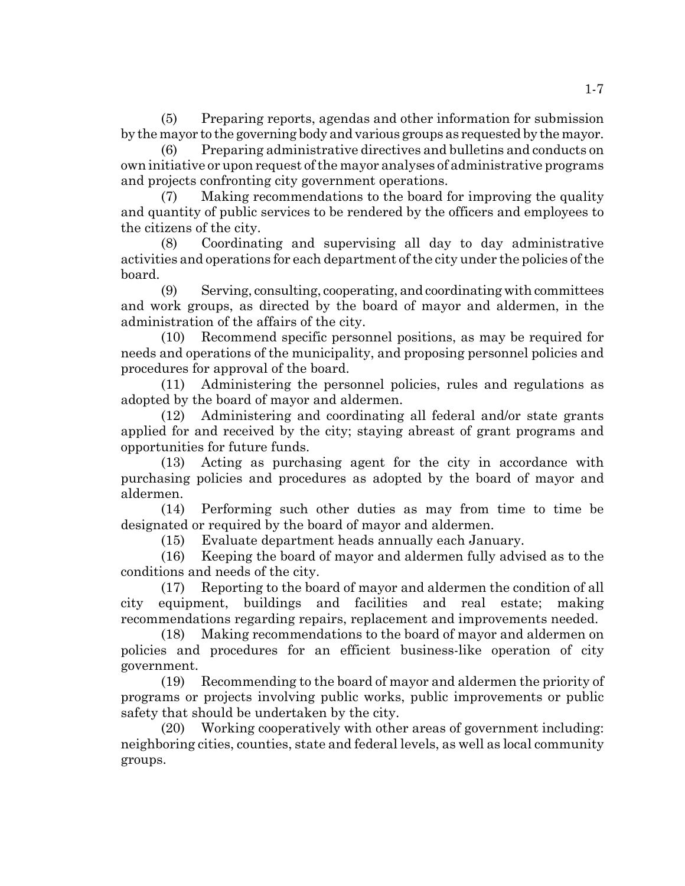(5) Preparing reports, agendas and other information for submission by the mayor to the governing body and various groups as requested by the mayor.

(6) Preparing administrative directives and bulletins and conducts on own initiative or upon request of the mayor analyses of administrative programs and projects confronting city government operations.

(7) Making recommendations to the board for improving the quality and quantity of public services to be rendered by the officers and employees to the citizens of the city.

(8) Coordinating and supervising all day to day administrative activities and operations for each department of the city under the policies of the board.

(9) Serving, consulting, cooperating, and coordinating with committees and work groups, as directed by the board of mayor and aldermen, in the administration of the affairs of the city.

(10) Recommend specific personnel positions, as may be required for needs and operations of the municipality, and proposing personnel policies and procedures for approval of the board.

(11) Administering the personnel policies, rules and regulations as adopted by the board of mayor and aldermen.

(12) Administering and coordinating all federal and/or state grants applied for and received by the city; staying abreast of grant programs and opportunities for future funds.

(13) Acting as purchasing agent for the city in accordance with purchasing policies and procedures as adopted by the board of mayor and aldermen.

(14) Performing such other duties as may from time to time be designated or required by the board of mayor and aldermen.

(15) Evaluate department heads annually each January.

(16) Keeping the board of mayor and aldermen fully advised as to the conditions and needs of the city.

(17) Reporting to the board of mayor and aldermen the condition of all city equipment, buildings and facilities and real estate; making recommendations regarding repairs, replacement and improvements needed.

(18) Making recommendations to the board of mayor and aldermen on policies and procedures for an efficient business-like operation of city government.

(19) Recommending to the board of mayor and aldermen the priority of programs or projects involving public works, public improvements or public safety that should be undertaken by the city.

(20) Working cooperatively with other areas of government including: neighboring cities, counties, state and federal levels, as well as local community groups.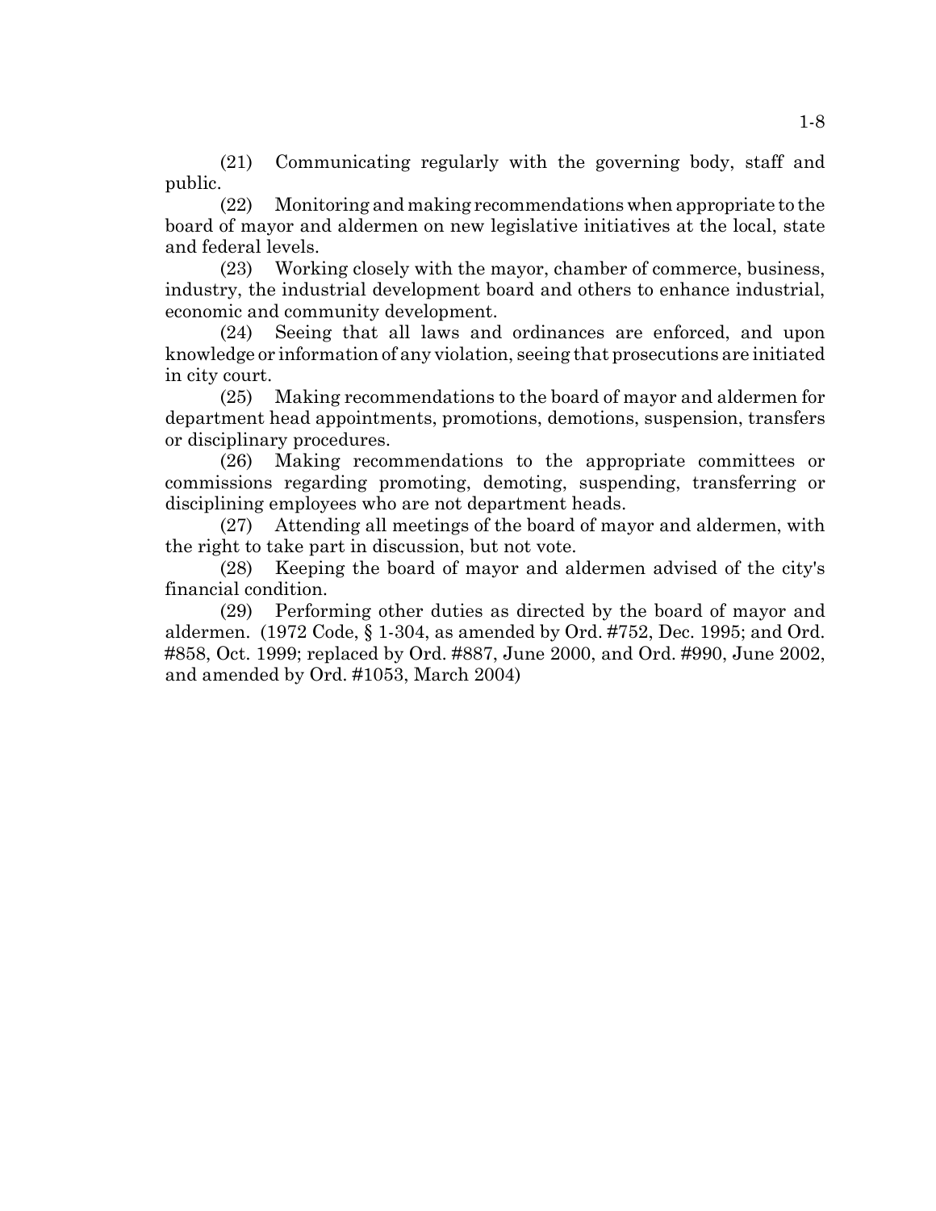(21) Communicating regularly with the governing body, staff and public.

(22) Monitoring and making recommendations when appropriate to the board of mayor and aldermen on new legislative initiatives at the local, state and federal levels.

(23) Working closely with the mayor, chamber of commerce, business, industry, the industrial development board and others to enhance industrial, economic and community development.

(24) Seeing that all laws and ordinances are enforced, and upon knowledge or information of any violation, seeing that prosecutions are initiated in city court.

(25) Making recommendations to the board of mayor and aldermen for department head appointments, promotions, demotions, suspension, transfers or disciplinary procedures.

(26) Making recommendations to the appropriate committees or commissions regarding promoting, demoting, suspending, transferring or disciplining employees who are not department heads.

(27) Attending all meetings of the board of mayor and aldermen, with the right to take part in discussion, but not vote.

(28) Keeping the board of mayor and aldermen advised of the city's financial condition.

(29) Performing other duties as directed by the board of mayor and aldermen. (1972 Code, § 1-304, as amended by Ord. #752, Dec. 1995; and Ord. #858, Oct. 1999; replaced by Ord. #887, June 2000, and Ord. #990, June 2002, and amended by Ord. #1053, March 2004)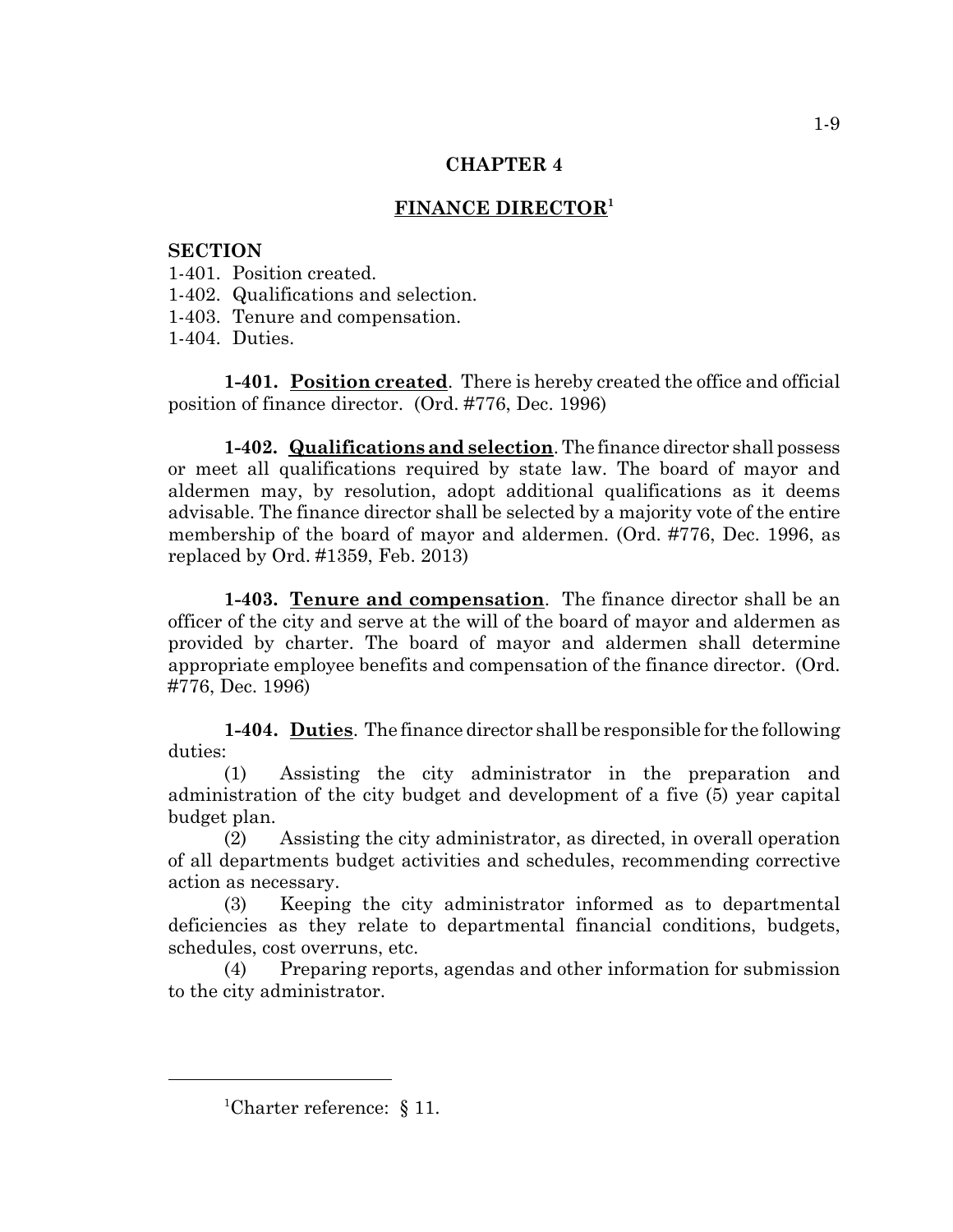## CHAPTER 4

## FINANCE DIRECTOR[1]

**SECTION**

1-401. Position created.
1-402. Qualifications and selection.
1-403. Tenure and compensation.
1-404. Duties.

**1-401. Position created**. There is hereby created the office and official position of finance director. (Ord. #776, Dec. 1996)

**1-402. Qualifications and selection**. The finance director shall possess or meet all qualifications required by state law. The board of mayor and aldermen may, by resolution, adopt additional qualifications as it deems advisable. The finance director shall be selected by a majority vote of the entire membership of the board of mayor and aldermen. (Ord. #776, Dec. 1996, as replaced by Ord. #1359, Feb. 2013)

**1-403. Tenure and compensation**. The finance director shall be an officer of the city and serve at the will of the board of mayor and aldermen as provided by charter. The board of mayor and aldermen shall determine appropriate employee benefits and compensation of the finance director. (Ord. #776, Dec. 1996)

**1-404. Duties**. The finance director shall be responsible for the following duties:

(1) Assisting the city administrator in the preparation and administration of the city budget and development of a five (5) year capital budget plan.

(2) Assisting the city administrator, as directed, in overall operation of all departments budget activities and schedules, recommending corrective action as necessary.

(3) Keeping the city administrator informed as to departmental deficiencies as they relate to departmental financial conditions, budgets, schedules, cost overruns, etc.

(4) Preparing reports, agendas and other information for submission to the city administrator.

---

[1] Charter reference: § 11.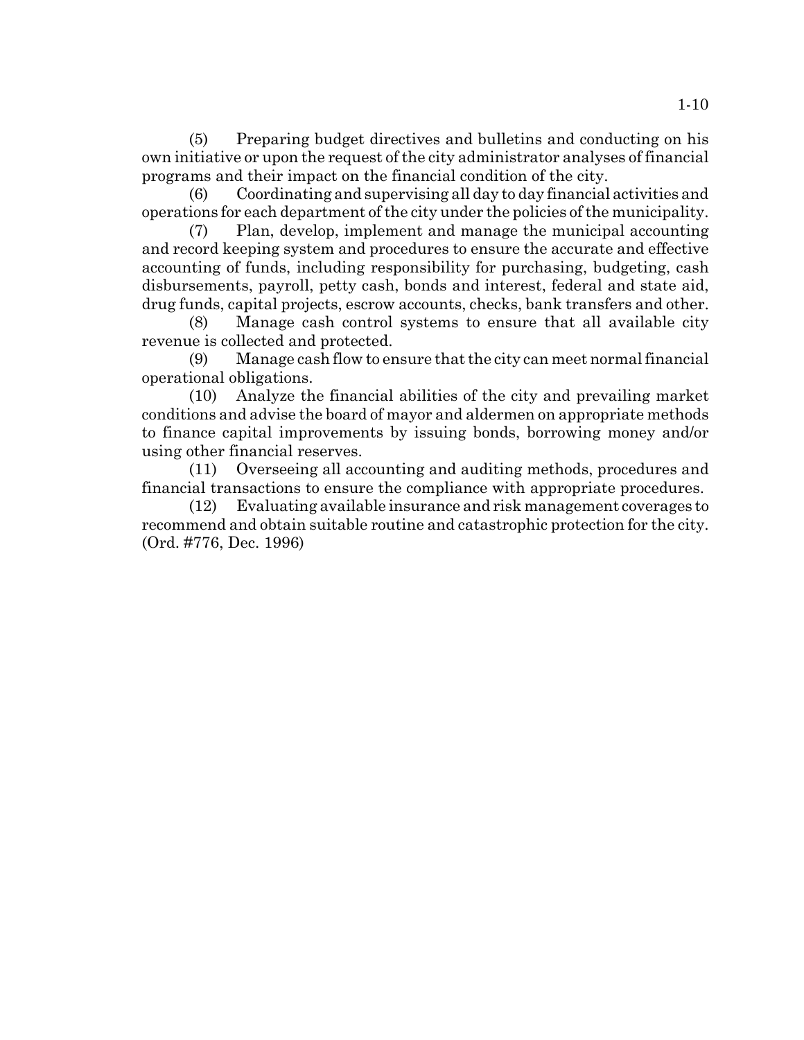(5) Preparing budget directives and bulletins and conducting on his own initiative or upon the request of the city administrator analyses of financial programs and their impact on the financial condition of the city.

(6) Coordinating and supervising all day to day financial activities and operations for each department of the city under the policies of the municipality.

(7) Plan, develop, implement and manage the municipal accounting and record keeping system and procedures to ensure the accurate and effective accounting of funds, including responsibility for purchasing, budgeting, cash disbursements, payroll, petty cash, bonds and interest, federal and state aid, drug funds, capital projects, escrow accounts, checks, bank transfers and other.

(8) Manage cash control systems to ensure that all available city revenue is collected and protected.

(9) Manage cash flow to ensure that the city can meet normal financial operational obligations.

(10) Analyze the financial abilities of the city and prevailing market conditions and advise the board of mayor and aldermen on appropriate methods to finance capital improvements by issuing bonds, borrowing money and/or using other financial reserves.

(11) Overseeing all accounting and auditing methods, procedures and financial transactions to ensure the compliance with appropriate procedures.

(12) Evaluating available insurance and risk management coverages to recommend and obtain suitable routine and catastrophic protection for the city. (Ord. #776, Dec. 1996)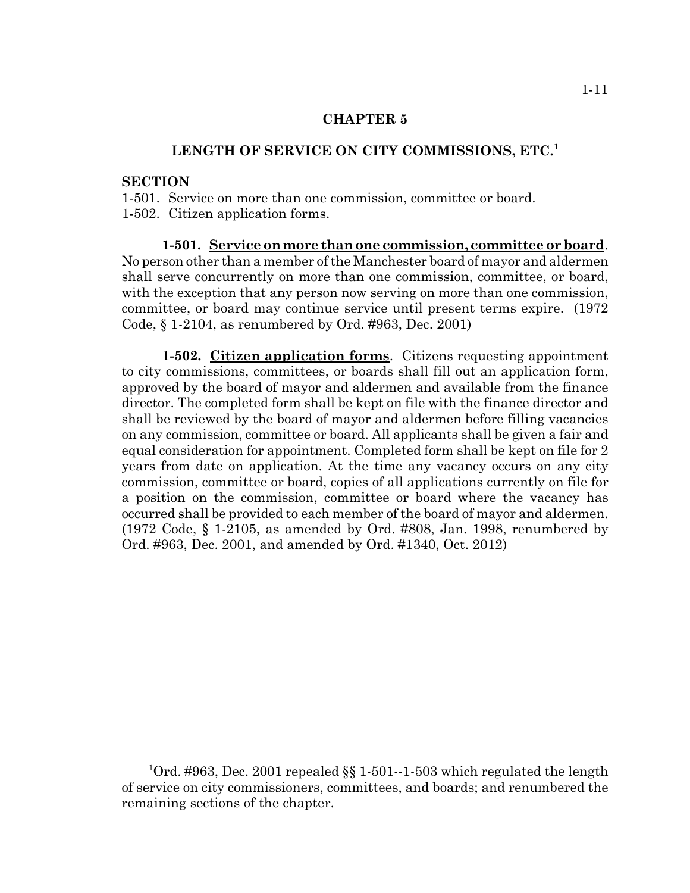## CHAPTER 5

## LENGTH OF SERVICE ON CITY COMMISSIONS, ETC.[1]

**SECTION**

1-501. Service on more than one commission, committee or board.
1-502. Citizen application forms.

**1-501. Service on more than one commission, committee or board**. No person other than a member of the Manchester board of mayor and aldermen shall serve concurrently on more than one commission, committee, or board, with the exception that any person now serving on more than one commission, committee, or board may continue service until present terms expire. (1972 Code, § 1-2104, as renumbered by Ord. #963, Dec. 2001)

**1-502. Citizen application forms**. Citizens requesting appointment to city commissions, committees, or boards shall fill out an application form, approved by the board of mayor and aldermen and available from the finance director. The completed form shall be kept on file with the finance director and shall be reviewed by the board of mayor and aldermen before filling vacancies on any commission, committee or board. All applicants shall be given a fair and equal consideration for appointment. Completed form shall be kept on file for 2 years from date on application. At the time any vacancy occurs on any city commission, committee or board, copies of all applications currently on file for a position on the commission, committee or board where the vacancy has occurred shall be provided to each member of the board of mayor and aldermen. (1972 Code, § 1-2105, as amended by Ord. #808, Jan. 1998, renumbered by Ord. #963, Dec. 2001, and amended by Ord. #1340, Oct. 2012)

---

[1]Ord. #963, Dec. 2001 repealed §§ 1-501--1-503 which regulated the length of service on city commissioners, committees, and boards; and renumbered the remaining sections of the chapter.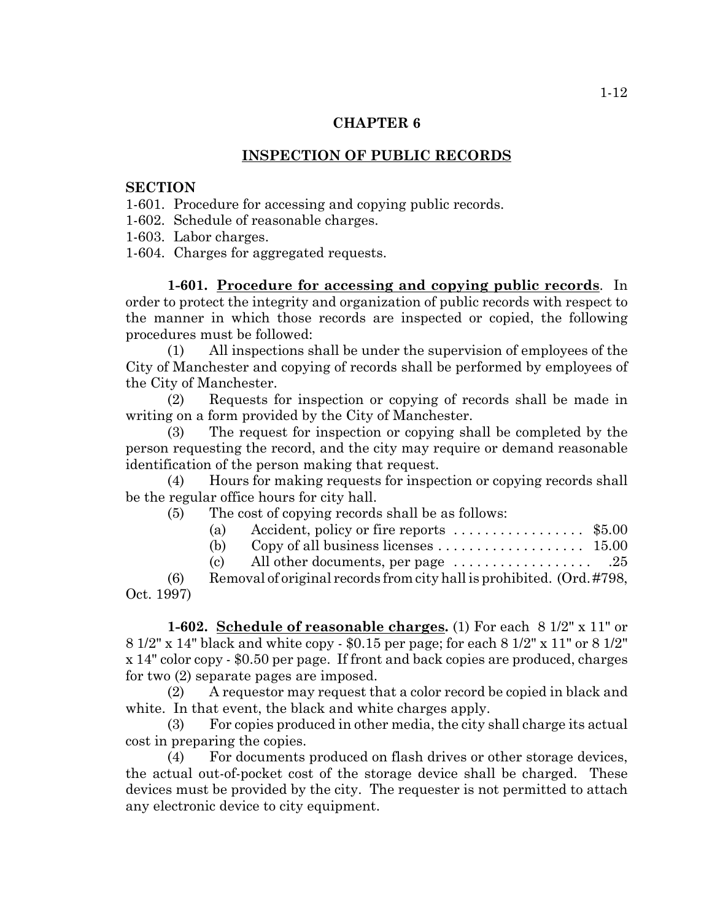# CHAPTER 6

## INSPECTION OF PUBLIC RECORDS

**SECTION**

1-601. Procedure for accessing and copying public records.
1-602. Schedule of reasonable charges.
1-603. Labor charges.
1-604. Charges for aggregated requests.

**1-601. Procedure for accessing and copying public records**. In order to protect the integrity and organization of public records with respect to the manner in which those records are inspected or copied, the following procedures must be followed:

(1) All inspections shall be under the supervision of employees of the City of Manchester and copying of records shall be performed by employees of the City of Manchester.

(2) Requests for inspection or copying of records shall be made in writing on a form provided by the City of Manchester.

(3) The request for inspection or copying shall be completed by the person requesting the record, and the city may require or demand reasonable identification of the person making that request.

(4) Hours for making requests for inspection or copying records shall be the regular office hours for city hall.

(5) The cost of copying records shall be as follows:

(a) Accident, policy or fire reports .................. $5.00
(b) Copy of all business licenses .................... 15.00
(c) All other documents, per page .................. .25

(6) Removal of original records from city hall is prohibited. (Ord. #798, Oct. 1997)

**1-602. Schedule of reasonable charges.** (1) For each 8 1/2" x 11" or 8 1/2" x 14" black and white copy - $0.15 per page; for each 8 1/2" x 11" or 8 1/2" x 14" color copy - $0.50 per page. If front and back copies are produced, charges for two (2) separate pages are imposed.

(2) A requestor may request that a color record be copied in black and white. In that event, the black and white charges apply.

(3) For copies produced in other media, the city shall charge its actual cost in preparing the copies.

(4) For documents produced on flash drives or other storage devices, the actual out-of-pocket cost of the storage device shall be charged. These devices must be provided by the city. The requester is not permitted to attach any electronic device to city equipment.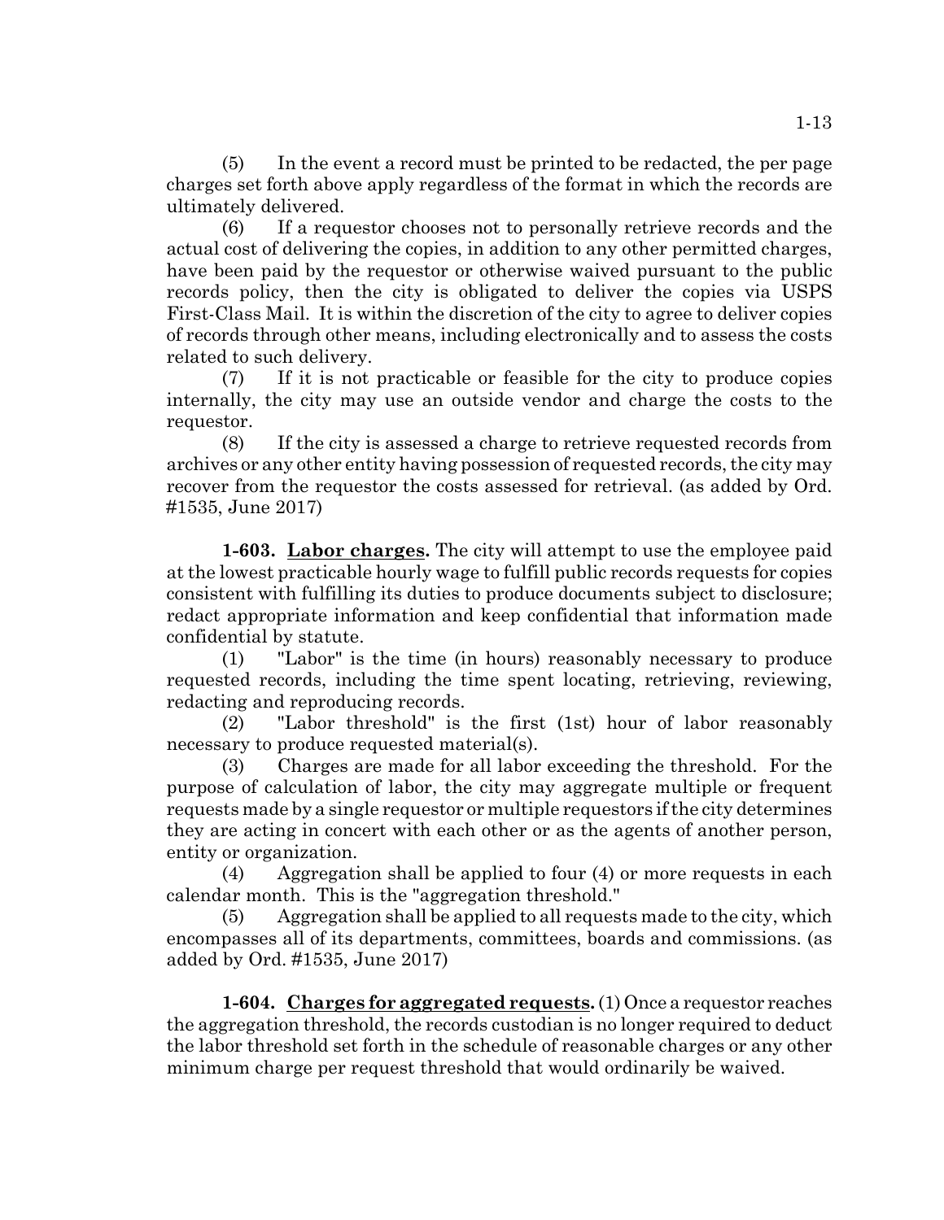(5) In the event a record must be printed to be redacted, the per page charges set forth above apply regardless of the format in which the records are ultimately delivered.

(6) If a requestor chooses not to personally retrieve records and the actual cost of delivering the copies, in addition to any other permitted charges, have been paid by the requestor or otherwise waived pursuant to the public records policy, then the city is obligated to deliver the copies via USPS First-Class Mail. It is within the discretion of the city to agree to deliver copies of records through other means, including electronically and to assess the costs related to such delivery.

(7) If it is not practicable or feasible for the city to produce copies internally, the city may use an outside vendor and charge the costs to the requestor.

(8) If the city is assessed a charge to retrieve requested records from archives or any other entity having possession of requested records, the city may recover from the requestor the costs assessed for retrieval. (as added by Ord. #1535, June 2017)

**1-603. <u>Labor charges</u>.** The city will attempt to use the employee paid at the lowest practicable hourly wage to fulfill public records requests for copies consistent with fulfilling its duties to produce documents subject to disclosure; redact appropriate information and keep confidential that information made confidential by statute.

(1) "Labor" is the time (in hours) reasonably necessary to produce requested records, including the time spent locating, retrieving, reviewing, redacting and reproducing records.

(2) "Labor threshold" is the first (1st) hour of labor reasonably necessary to produce requested material(s).

(3) Charges are made for all labor exceeding the threshold. For the purpose of calculation of labor, the city may aggregate multiple or frequent requests made by a single requestor or multiple requestors if the city determines they are acting in concert with each other or as the agents of another person, entity or organization.

(4) Aggregation shall be applied to four (4) or more requests in each calendar month. This is the "aggregation threshold."

(5) Aggregation shall be applied to all requests made to the city, which encompasses all of its departments, committees, boards and commissions. (as added by Ord. #1535, June 2017)

**1-604. <u>Charges for aggregated requests</u>.** (1) Once a requestor reaches the aggregation threshold, the records custodian is no longer required to deduct the labor threshold set forth in the schedule of reasonable charges or any other minimum charge per request threshold that would ordinarily be waived.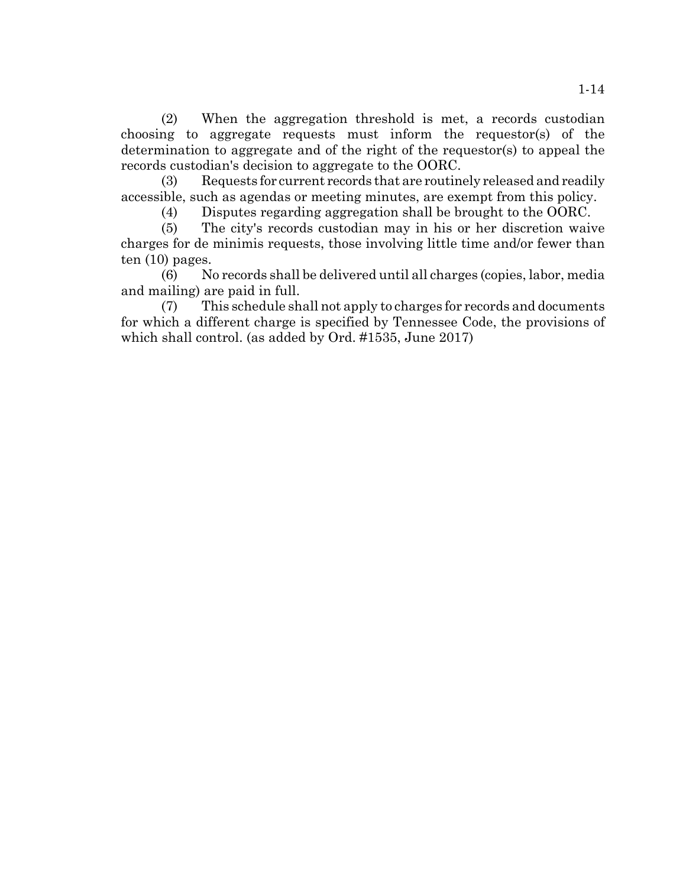(2) When the aggregation threshold is met, a records custodian choosing to aggregate requests must inform the requestor(s) of the determination to aggregate and of the right of the requestor(s) to appeal the records custodian's decision to aggregate to the OORC.

(3) Requests for current records that are routinely released and readily accessible, such as agendas or meeting minutes, are exempt from this policy.

(4) Disputes regarding aggregation shall be brought to the OORC.

(5) The city's records custodian may in his or her discretion waive charges for de minimis requests, those involving little time and/or fewer than ten (10) pages.

(6) No records shall be delivered until all charges (copies, labor, media and mailing) are paid in full.

(7) This schedule shall not apply to charges for records and documents for which a different charge is specified by Tennessee Code, the provisions of which shall control. (as added by Ord. #1535, June 2017)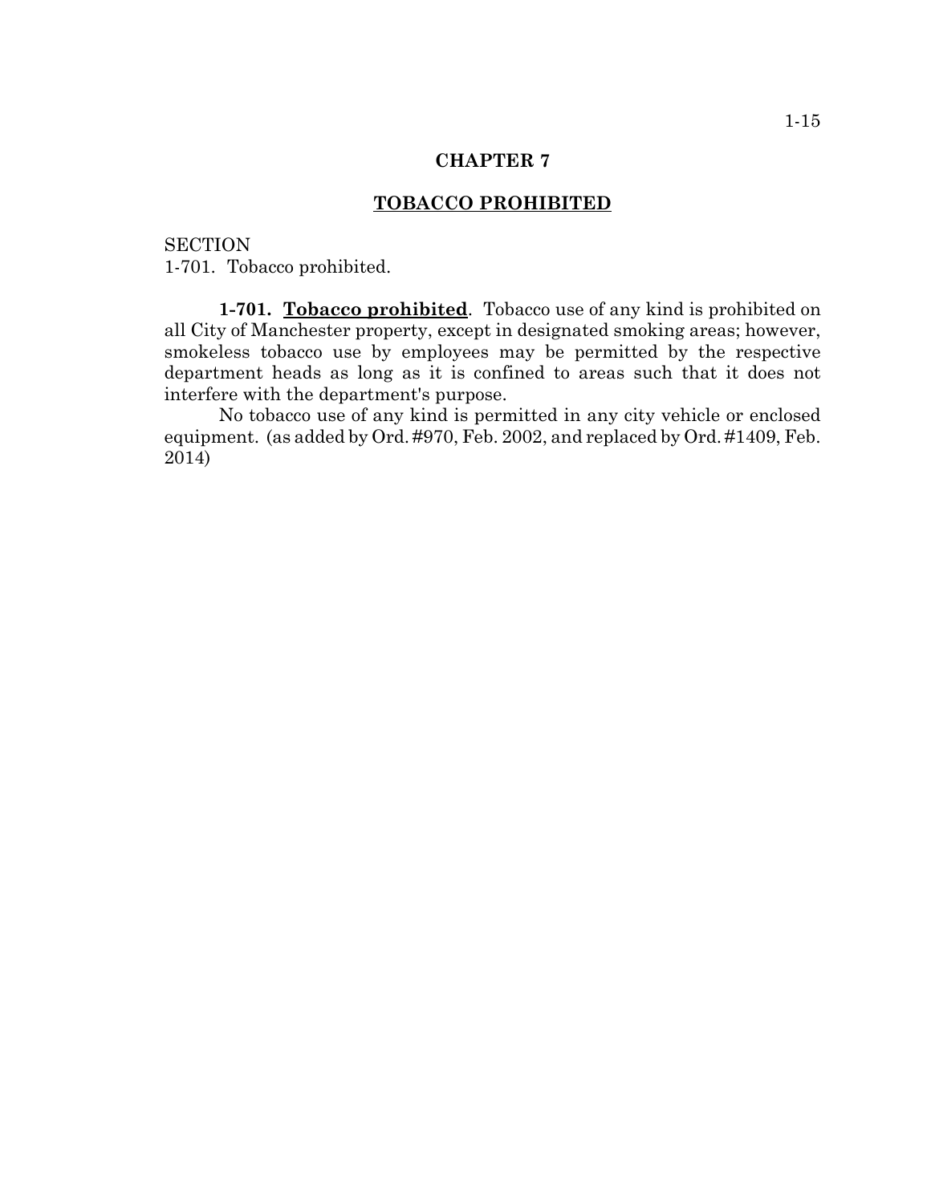# CHAPTER 7

## TOBACCO PROHIBITED

SECTION
1-701. Tobacco prohibited.

**1-701. Tobacco prohibited**. Tobacco use of any kind is prohibited on all City of Manchester property, except in designated smoking areas; however, smokeless tobacco use by employees may be permitted by the respective department heads as long as it is confined to areas such that it does not interfere with the department's purpose.

No tobacco use of any kind is permitted in any city vehicle or enclosed equipment. (as added by Ord. #970, Feb. 2002, and replaced by Ord. #1409, Feb. 2014)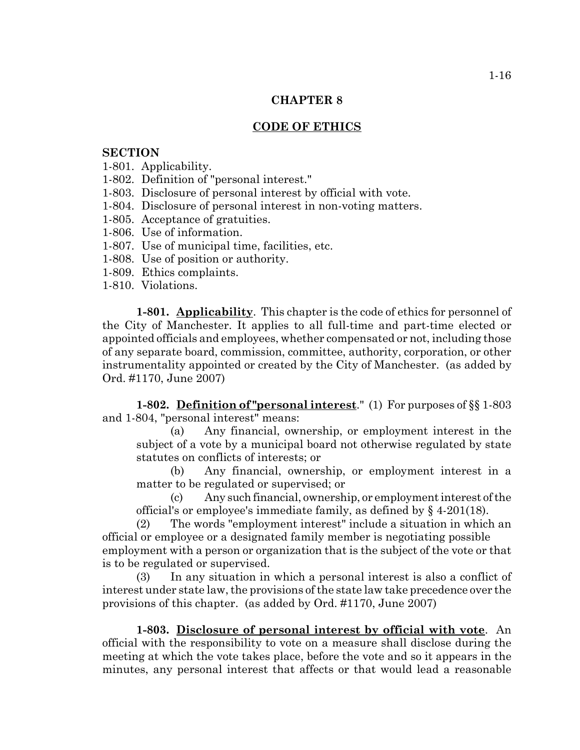# CHAPTER 8

## CODE OF ETHICS

**SECTION**

1-801. Applicability.
1-802. Definition of "personal interest."
1-803. Disclosure of personal interest by official with vote.
1-804. Disclosure of personal interest in non-voting matters.
1-805. Acceptance of gratuities.
1-806. Use of information.
1-807. Use of municipal time, facilities, etc.
1-808. Use of position or authority.
1-809. Ethics complaints.
1-810. Violations.

**1-801. Applicability**. This chapter is the code of ethics for personnel of the City of Manchester. It applies to all full-time and part-time elected or appointed officials and employees, whether compensated or not, including those of any separate board, commission, committee, authority, corporation, or other instrumentality appointed or created by the City of Manchester. (as added by Ord. #1170, June 2007)

**1-802. Definition of "personal interest**." (1) For purposes of §§ 1-803 and 1-804, "personal interest" means:

(a) Any financial, ownership, or employment interest in the subject of a vote by a municipal board not otherwise regulated by state statutes on conflicts of interests; or

(b) Any financial, ownership, or employment interest in a matter to be regulated or supervised; or

(c) Any such financial, ownership, or employment interest of the official's or employee's immediate family, as defined by § 4-201(18).

(2) The words "employment interest" include a situation in which an official or employee or a designated family member is negotiating possible employment with a person or organization that is the subject of the vote or that is to be regulated or supervised.

(3) In any situation in which a personal interest is also a conflict of interest under state law, the provisions of the state law take precedence over the provisions of this chapter. (as added by Ord. #1170, June 2007)

**1-803. Disclosure of personal interest by official with vote**. An official with the responsibility to vote on a measure shall disclose during the meeting at which the vote takes place, before the vote and so it appears in the minutes, any personal interest that affects or that would lead a reasonable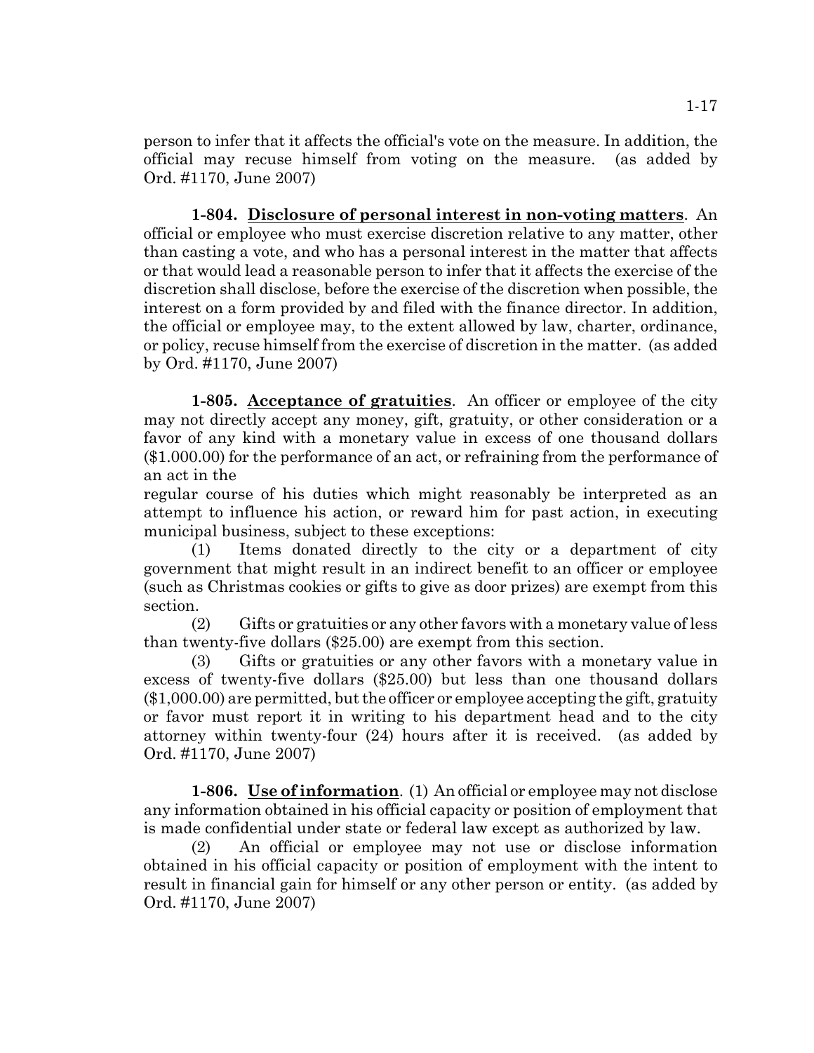person to infer that it affects the official's vote on the measure. In addition, the official may recuse himself from voting on the measure. (as added by Ord. #1170, June 2007)

**1-804. Disclosure of personal interest in non-voting matters**. An official or employee who must exercise discretion relative to any matter, other than casting a vote, and who has a personal interest in the matter that affects or that would lead a reasonable person to infer that it affects the exercise of the discretion shall disclose, before the exercise of the discretion when possible, the interest on a form provided by and filed with the finance director. In addition, the official or employee may, to the extent allowed by law, charter, ordinance, or policy, recuse himself from the exercise of discretion in the matter. (as added by Ord. #1170, June 2007)

**1-805. Acceptance of gratuities**. An officer or employee of the city may not directly accept any money, gift, gratuity, or other consideration or a favor of any kind with a monetary value in excess of one thousand dollars ($1.000.00) for the performance of an act, or refraining from the performance of an act in the regular course of his duties which might reasonably be interpreted as an attempt to influence his action, or reward him for past action, in executing municipal business, subject to these exceptions:

(1) Items donated directly to the city or a department of city government that might result in an indirect benefit to an officer or employee (such as Christmas cookies or gifts to give as door prizes) are exempt from this section.

(2) Gifts or gratuities or any other favors with a monetary value of less than twenty-five dollars ($25.00) are exempt from this section.

(3) Gifts or gratuities or any other favors with a monetary value in excess of twenty-five dollars ($25.00) but less than one thousand dollars ($1,000.00) are permitted, but the officer or employee accepting the gift, gratuity or favor must report it in writing to his department head and to the city attorney within twenty-four (24) hours after it is received. (as added by Ord. #1170, June 2007)

**1-806. Use of information**. (1) An official or employee may not disclose any information obtained in his official capacity or position of employment that is made confidential under state or federal law except as authorized by law.

(2) An official or employee may not use or disclose information obtained in his official capacity or position of employment with the intent to result in financial gain for himself or any other person or entity. (as added by Ord. #1170, June 2007)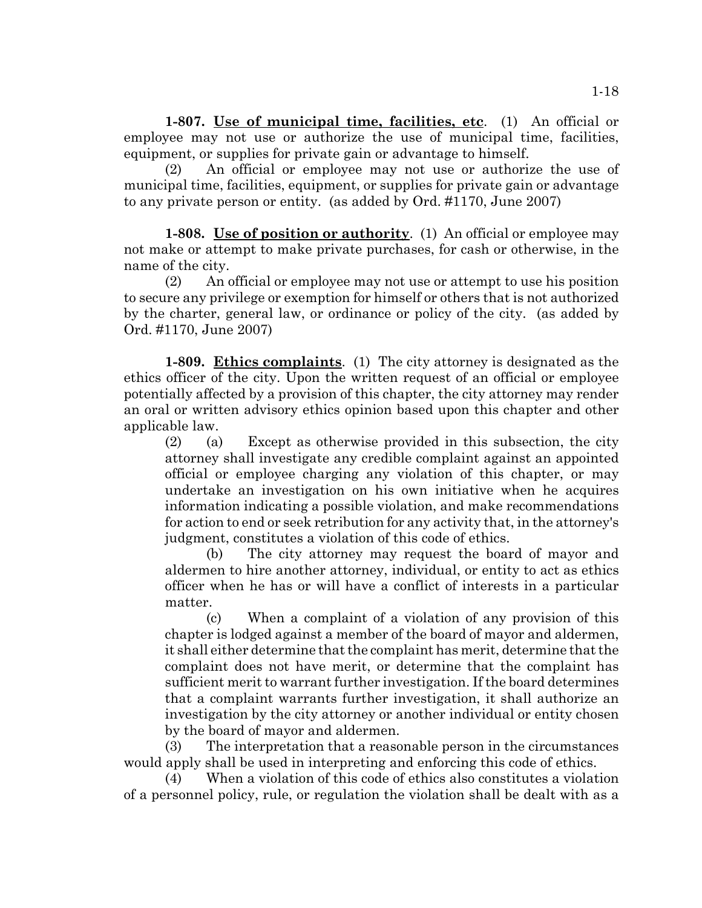**1-807. <u>Use of municipal time, facilities, etc</u>.** (1) An official or employee may not use or authorize the use of municipal time, facilities, equipment, or supplies for private gain or advantage to himself.

(2) An official or employee may not use or authorize the use of municipal time, facilities, equipment, or supplies for private gain or advantage to any private person or entity. (as added by Ord. #1170, June 2007)

**1-808. <u>Use of position or authority</u>.** (1) An official or employee may not make or attempt to make private purchases, for cash or otherwise, in the name of the city.

(2) An official or employee may not use or attempt to use his position to secure any privilege or exemption for himself or others that is not authorized by the charter, general law, or ordinance or policy of the city. (as added by Ord. #1170, June 2007)

**1-809. <u>Ethics complaints</u>.** (1) The city attorney is designated as the ethics officer of the city. Upon the written request of an official or employee potentially affected by a provision of this chapter, the city attorney may render an oral or written advisory ethics opinion based upon this chapter and other applicable law.

(2) (a) Except as otherwise provided in this subsection, the city attorney shall investigate any credible complaint against an appointed official or employee charging any violation of this chapter, or may undertake an investigation on his own initiative when he acquires information indicating a possible violation, and make recommendations for action to end or seek retribution for any activity that, in the attorney's judgment, constitutes a violation of this code of ethics.

(b) The city attorney may request the board of mayor and aldermen to hire another attorney, individual, or entity to act as ethics officer when he has or will have a conflict of interests in a particular matter.

(c) When a complaint of a violation of any provision of this chapter is lodged against a member of the board of mayor and aldermen, it shall either determine that the complaint has merit, determine that the complaint does not have merit, or determine that the complaint has sufficient merit to warrant further investigation. If the board determines that a complaint warrants further investigation, it shall authorize an investigation by the city attorney or another individual or entity chosen by the board of mayor and aldermen.

(3) The interpretation that a reasonable person in the circumstances would apply shall be used in interpreting and enforcing this code of ethics.

(4) When a violation of this code of ethics also constitutes a violation of a personnel policy, rule, or regulation the violation shall be dealt with as a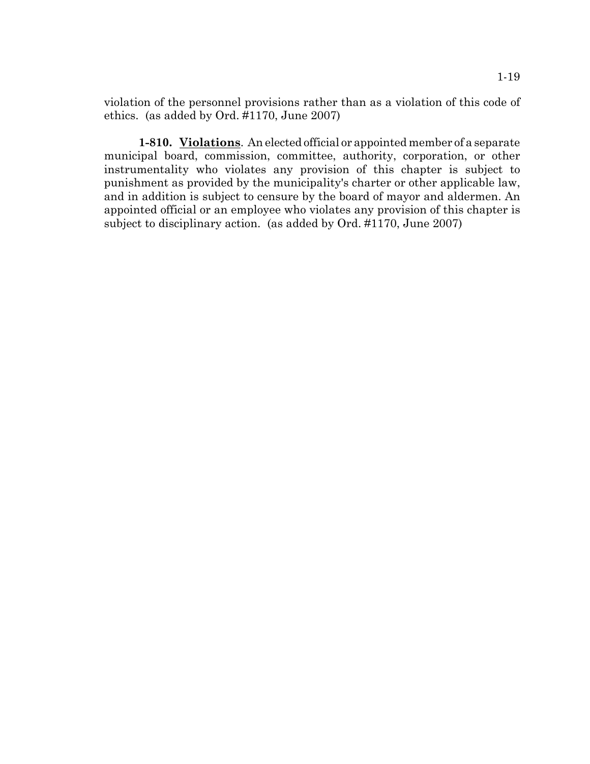violation of the personnel provisions rather than as a violation of this code of ethics. (as added by Ord. #1170, June 2007)

**1-810. Violations**. An elected official or appointed member of a separate municipal board, commission, committee, authority, corporation, or other instrumentality who violates any provision of this chapter is subject to punishment as provided by the municipality's charter or other applicable law, and in addition is subject to censure by the board of mayor and aldermen. An appointed official or an employee who violates any provision of this chapter is subject to disciplinary action. (as added by Ord. #1170, June 2007)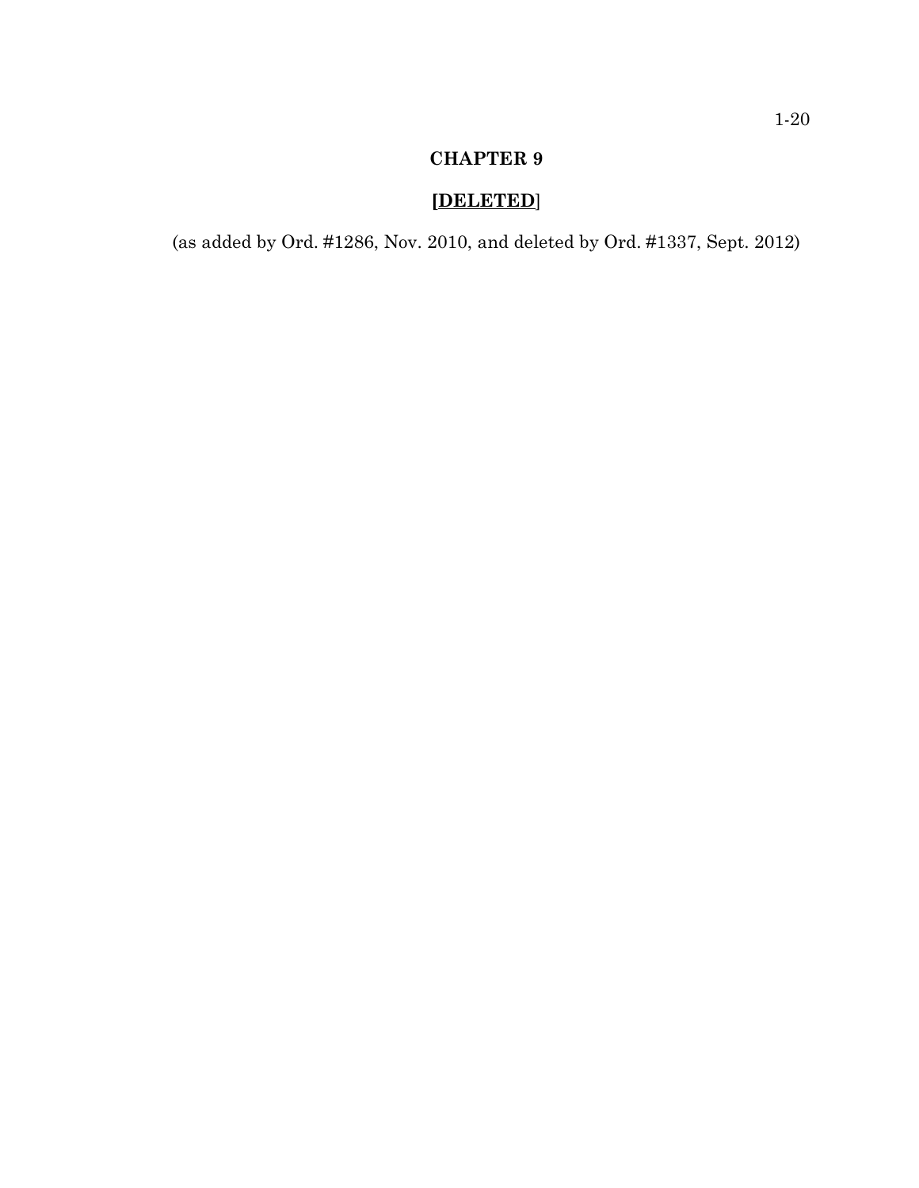# CHAPTER 9

## [DELETED]

(as added by Ord. #1286, Nov. 2010, and deleted by Ord. #1337, Sept. 2012)